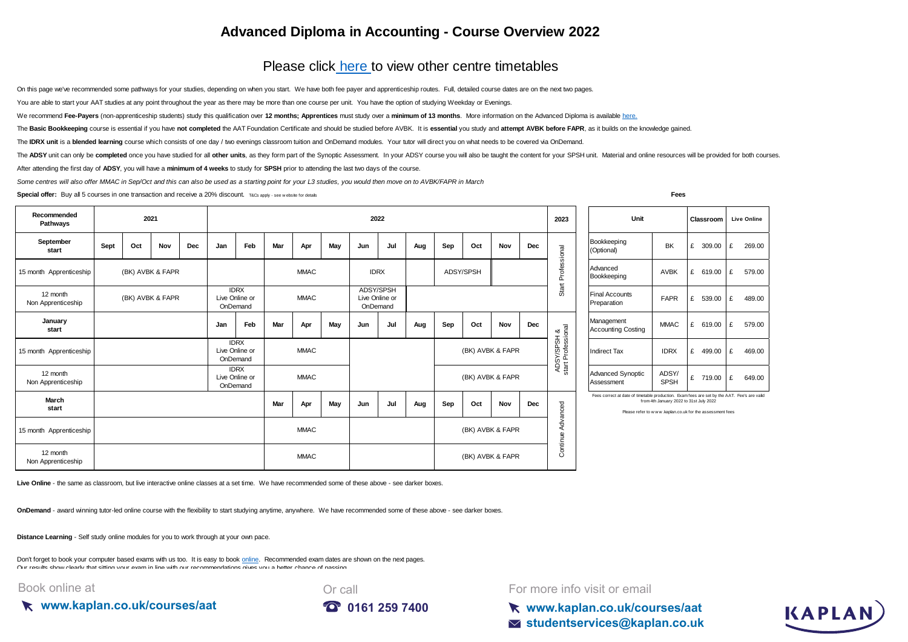# Advanced Diploma in Accounting - Course Overview 2022

## Please click here to view other centre timetables

On this page we've recommended some pathways for your studies, depending on when you start. We have both fee payer and apprenticeship routes. Full, detailed course dates are on the next two pages.

You are able to start your AAT studies at any point throughout the year as there may be more than one course per unit. You have the option of studying Weekday or Evenings.

We recommend **Fee-Payers** (non-apprenticeship students) study this qualification over **12 months; Apprentices** must study over a **minimum of 13 months**. More information on the Advanced Diploma is available here.

The **Basic Bookkeeping** course is essential if you have **not completed** the AAT Foundation Certificate and should be studied before AVBK. It is **essential** you study and **attempt AVBK before FAPR**, as it builds on the knowledge gained.

The **IDRX unit** is a **blended learning** course which consists of one day / two evenings classroom tuition and OnDemand modules. Your tutor will direct you on what needs to be covered via OnDemand.

The **ADSY** unit can only be **completed** once you have studied for all **other units**, as they form part of the Synoptic Assessment. In your ADSY course you will also be taught the content for your SPSH unit. Material and online resources will be provided for both courses.

After attending the first day of **ADSY**, you will have a **minimum of 4 weeks** to study for **SPSH** prior to attending the last two days of the course.

*Some centres will also offer MMAC in Sep/Oct and this can also be used as a starting point for your L3 studies, you would then move on to AVBK/FAPR in March*

**Special offer:** Buy all 5 courses in one transaction and receive a 20% discount. T&Cs apply - see website for details

| Recommended Pathways | 2021 | | | | 2022 | | | | | | | | | | | | 2023 |
|---|---|---|---|---|---|---|---|---|---|---|---|---|---|---|---|---|---|
| **September start** | Sept | Oct | Nov | Dec | Jan | Feb | Mar | Apr | May | Jun | Jul | Aug | Sep | Oct | Nov | Dec | |
| 15 month Apprenticeship | (BK) AVBK & FAPR | | | | | | | MMAC | | IDRX | | | ADSY/SPSH | | | | Start Professional |
| 12 month Non Apprenticeship | (BK) AVBK & FAPR | | | | IDRX Live Online or OnDemand | | | MMAC | | ADSY/SPSH Live Online or OnDemand | | | | | | | Start Professional |
| **January start** | | | | | Jan | Feb | Mar | Apr | May | Jun | Jul | Aug | Sep | Oct | Nov | Dec | |
| 15 month Apprenticeship | | | | | IDRX Live Online or OnDemand | | | MMAC | | | | | (BK) AVBK & FAPR | | | | ADSY/SPSH & start Professional |
| 12 month Non Apprenticeship | | | | | IDRX Live Online or OnDemand | | | MMAC | | | | | (BK) AVBK & FAPR | | | | ADSY/SPSH & start Professional |
| **March start** | | | | | | | Mar | Apr | May | Jun | Jul | Aug | Sep | Oct | Nov | Dec | |
| 15 month Apprenticeship | | | | | | | | MMAC | | | | | (BK) AVBK & FAPR | | | | Continue Advanced |
| 12 month Non Apprenticeship | | | | | | | | MMAC | | | | | (BK) AVBK & FAPR | | | | Continue Advanced |

**Fees**

| Unit | | Classroom | Live Online |
|---|---|---|---|
| Bookkeeping (Optional) | BK | £ 309.00 | £ 269.00 |
| Advanced Bookkeeping | AVBK | £ 619.00 | £ 579.00 |
| Final Accounts Preparation | FAPR | £ 539.00 | £ 489.00 |
| Management Accounting Costing | MMAC | £ 619.00 | £ 579.00 |
| Indirect Tax | IDRX | £ 499.00 | £ 469.00 |
| Advanced Synoptic Assessment | ADSY/SPSH | £ 719.00 | £ 649.00 |

Fees correct at date of timetable production. Exam fees are set by the AAT. Fee's are valid from 4th January 2022 to 31st July 2022

Please refer to www.kaplan.co.uk for the assessment fees

**Live Online** - the same as classroom, but live interactive online classes at a set time. We have recommended some of these above - see darker boxes.

**OnDemand** - award winning tutor-led online course with the flexibility to start studying anytime, anywhere. We have recommended some of these above - see darker boxes.

**Distance Learning** - Self study online modules for you to work through at your own pace.

Don't forget to book your computer based exams with us too. It is easy to book online. Recommended exam dates are shown on the next pages.
Our results show clearly that sitting your exam in line with our recommendations gives you a better chance of passing.

Book online at **www.kaplan.co.uk/courses/aat**

Or call **0161 259 7400**

For more info visit or email **www.kaplan.co.uk/courses/aat** **studentservices@kaplan.co.uk**

KAPLAN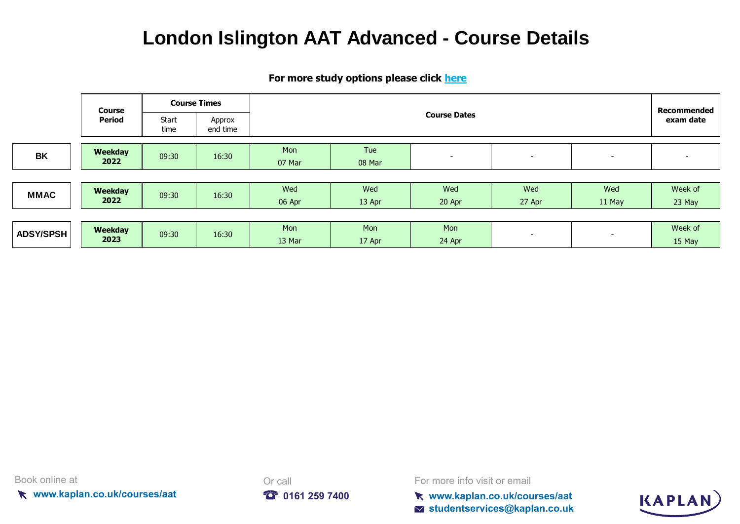# London Islington AAT Advanced - Course Details

**For more study options please click here**

| | Course Period | Course Times | | Course Dates | | | | | Recommended exam date |
|---|---|---|---|---|---|---|---|---|---|
| | | Start time | Approx end time | | | | | | |
| **BK** | **Weekday 2022** | 09:30 | 16:30 | Mon 07 Mar | Tue 08 Mar | - | - | - | - |
| **MMAC** | **Weekday 2022** | 09:30 | 16:30 | Wed 06 Apr | Wed 13 Apr | Wed 20 Apr | Wed 27 Apr | Wed 11 May | Week of 23 May |
| **ADSY/SPSH** | **Weekday 2023** | 09:30 | 16:30 | Mon 13 Mar | Mon 17 Apr | Mon 24 Apr | - | - | Week of 15 May |

Book online at
**www.kaplan.co.uk/courses/aat**

Or call
**0161 259 7400**

For more info visit or email
**www.kaplan.co.uk/courses/aat**
**studentservices@kaplan.co.uk**

KAPLAN